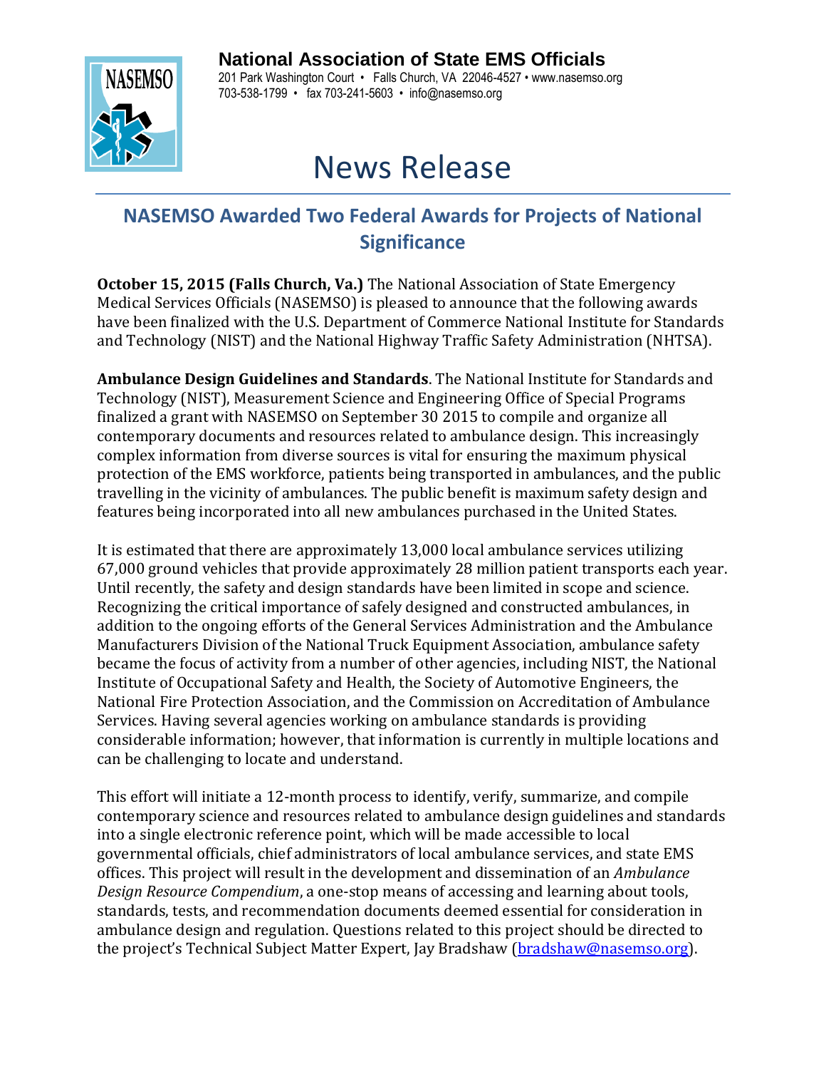**National Association of State EMS Officials**
201 Park Washington Court • Falls Church, VA 22046-4527 • www.nasemso.org
703-538-1799 • fax 703-241-5603 • info@nasemso.org

# News Release

## NASEMSO Awarded Two Federal Awards for Projects of National Significance

**October 15, 2015 (Falls Church, Va.)** The National Association of State Emergency Medical Services Officials (NASEMSO) is pleased to announce that the following awards have been finalized with the U.S. Department of Commerce National Institute for Standards and Technology (NIST) and the National Highway Traffic Safety Administration (NHTSA).

**Ambulance Design Guidelines and Standards**. The National Institute for Standards and Technology (NIST), Measurement Science and Engineering Office of Special Programs finalized a grant with NASEMSO on September 30 2015 to compile and organize all contemporary documents and resources related to ambulance design. This increasingly complex information from diverse sources is vital for ensuring the maximum physical protection of the EMS workforce, patients being transported in ambulances, and the public travelling in the vicinity of ambulances. The public benefit is maximum safety design and features being incorporated into all new ambulances purchased in the United States.

It is estimated that there are approximately 13,000 local ambulance services utilizing 67,000 ground vehicles that provide approximately 28 million patient transports each year. Until recently, the safety and design standards have been limited in scope and science. Recognizing the critical importance of safely designed and constructed ambulances, in addition to the ongoing efforts of the General Services Administration and the Ambulance Manufacturers Division of the National Truck Equipment Association, ambulance safety became the focus of activity from a number of other agencies, including NIST, the National Institute of Occupational Safety and Health, the Society of Automotive Engineers, the National Fire Protection Association, and the Commission on Accreditation of Ambulance Services. Having several agencies working on ambulance standards is providing considerable information; however, that information is currently in multiple locations and can be challenging to locate and understand.

This effort will initiate a 12-month process to identify, verify, summarize, and compile contemporary science and resources related to ambulance design guidelines and standards into a single electronic reference point, which will be made accessible to local governmental officials, chief administrators of local ambulance services, and state EMS offices. This project will result in the development and dissemination of an *Ambulance Design Resource Compendium*, a one-stop means of accessing and learning about tools, standards, tests, and recommendation documents deemed essential for consideration in ambulance design and regulation. Questions related to this project should be directed to the project's Technical Subject Matter Expert, Jay Bradshaw (bradshaw@nasemso.org).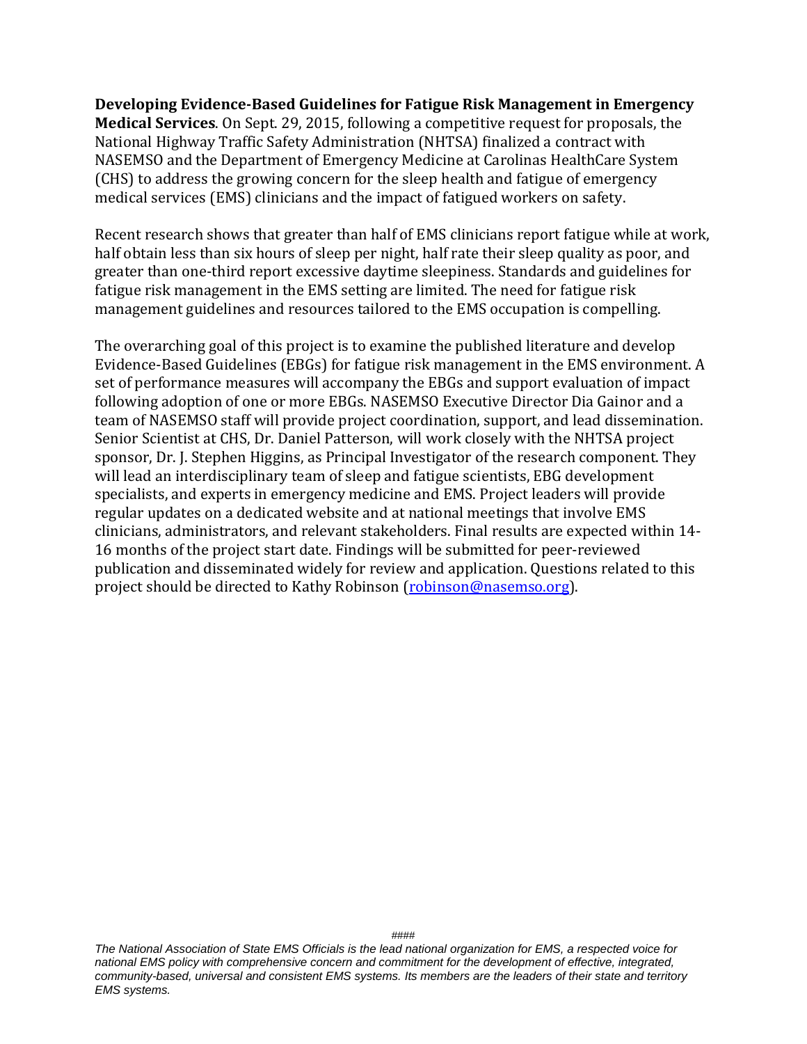**Developing Evidence-Based Guidelines for Fatigue Risk Management in Emergency Medical Services**. On Sept. 29, 2015, following a competitive request for proposals, the National Highway Traffic Safety Administration (NHTSA) finalized a contract with NASEMSO and the Department of Emergency Medicine at Carolinas HealthCare System (CHS) to address the growing concern for the sleep health and fatigue of emergency medical services (EMS) clinicians and the impact of fatigued workers on safety.

Recent research shows that greater than half of EMS clinicians report fatigue while at work, half obtain less than six hours of sleep per night, half rate their sleep quality as poor, and greater than one-third report excessive daytime sleepiness. Standards and guidelines for fatigue risk management in the EMS setting are limited. The need for fatigue risk management guidelines and resources tailored to the EMS occupation is compelling.

The overarching goal of this project is to examine the published literature and develop Evidence-Based Guidelines (EBGs) for fatigue risk management in the EMS environment. A set of performance measures will accompany the EBGs and support evaluation of impact following adoption of one or more EBGs. NASEMSO Executive Director Dia Gainor and a team of NASEMSO staff will provide project coordination, support, and lead dissemination. Senior Scientist at CHS, Dr. Daniel Patterson, will work closely with the NHTSA project sponsor, Dr. J. Stephen Higgins, as Principal Investigator of the research component. They will lead an interdisciplinary team of sleep and fatigue scientists, EBG development specialists, and experts in emergency medicine and EMS. Project leaders will provide regular updates on a dedicated website and at national meetings that involve EMS clinicians, administrators, and relevant stakeholders. Final results are expected within 14-16 months of the project start date. Findings will be submitted for peer-reviewed publication and disseminated widely for review and application. Questions related to this project should be directed to Kathy Robinson (robinson@nasemso.org).

####

*The National Association of State EMS Officials is the lead national organization for EMS, a respected voice for national EMS policy with comprehensive concern and commitment for the development of effective, integrated, community-based, universal and consistent EMS systems. Its members are the leaders of their state and territory EMS systems.*